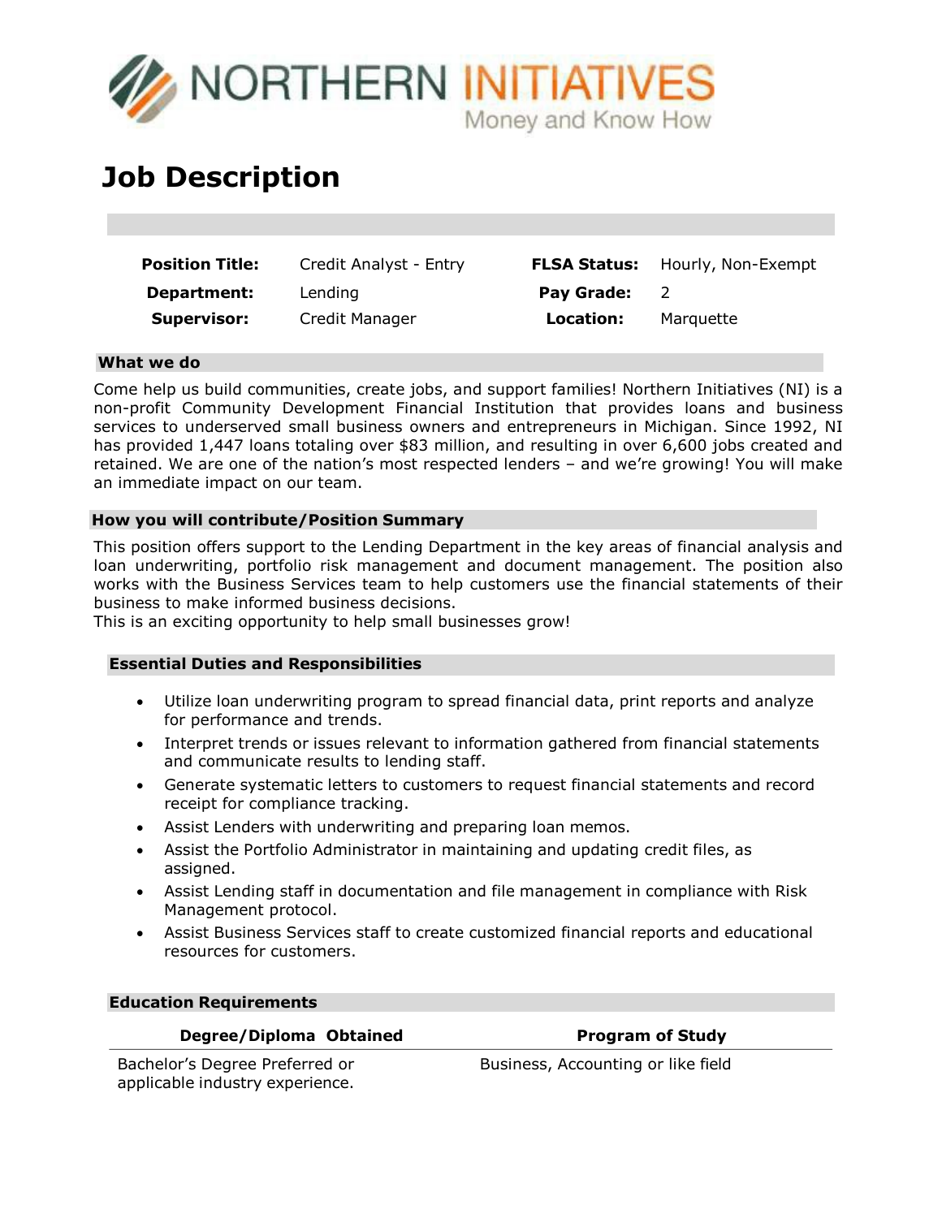NORTHERN INITIATIVES
Money and Know How

# Job Description

| Position Title: | Credit Analyst - Entry | FLSA Status: | Hourly, Non-Exempt |
|---|---|---|---|
| Department: | Lending | Pay Grade: | 2 |
| Supervisor: | Credit Manager | Location: | Marquette |

## What we do

Come help us build communities, create jobs, and support families! Northern Initiatives (NI) is a non-profit Community Development Financial Institution that provides loans and business services to underserved small business owners and entrepreneurs in Michigan. Since 1992, NI has provided 1,447 loans totaling over $83 million, and resulting in over 6,600 jobs created and retained. We are one of the nation's most respected lenders – and we're growing! You will make an immediate impact on our team.

## How you will contribute/Position Summary

This position offers support to the Lending Department in the key areas of financial analysis and loan underwriting, portfolio risk management and document management. The position also works with the Business Services team to help customers use the financial statements of their business to make informed business decisions.
This is an exciting opportunity to help small businesses grow!

## Essential Duties and Responsibilities

- Utilize loan underwriting program to spread financial data, print reports and analyze for performance and trends.
- Interpret trends or issues relevant to information gathered from financial statements and communicate results to lending staff.
- Generate systematic letters to customers to request financial statements and record receipt for compliance tracking.
- Assist Lenders with underwriting and preparing loan memos.
- Assist the Portfolio Administrator in maintaining and updating credit files, as assigned.
- Assist Lending staff in documentation and file management in compliance with Risk Management protocol.
- Assist Business Services staff to create customized financial reports and educational resources for customers.

## Education Requirements

| Degree/Diploma Obtained | Program of Study |
|---|---|
| Bachelor's Degree Preferred or applicable industry experience. | Business, Accounting or like field |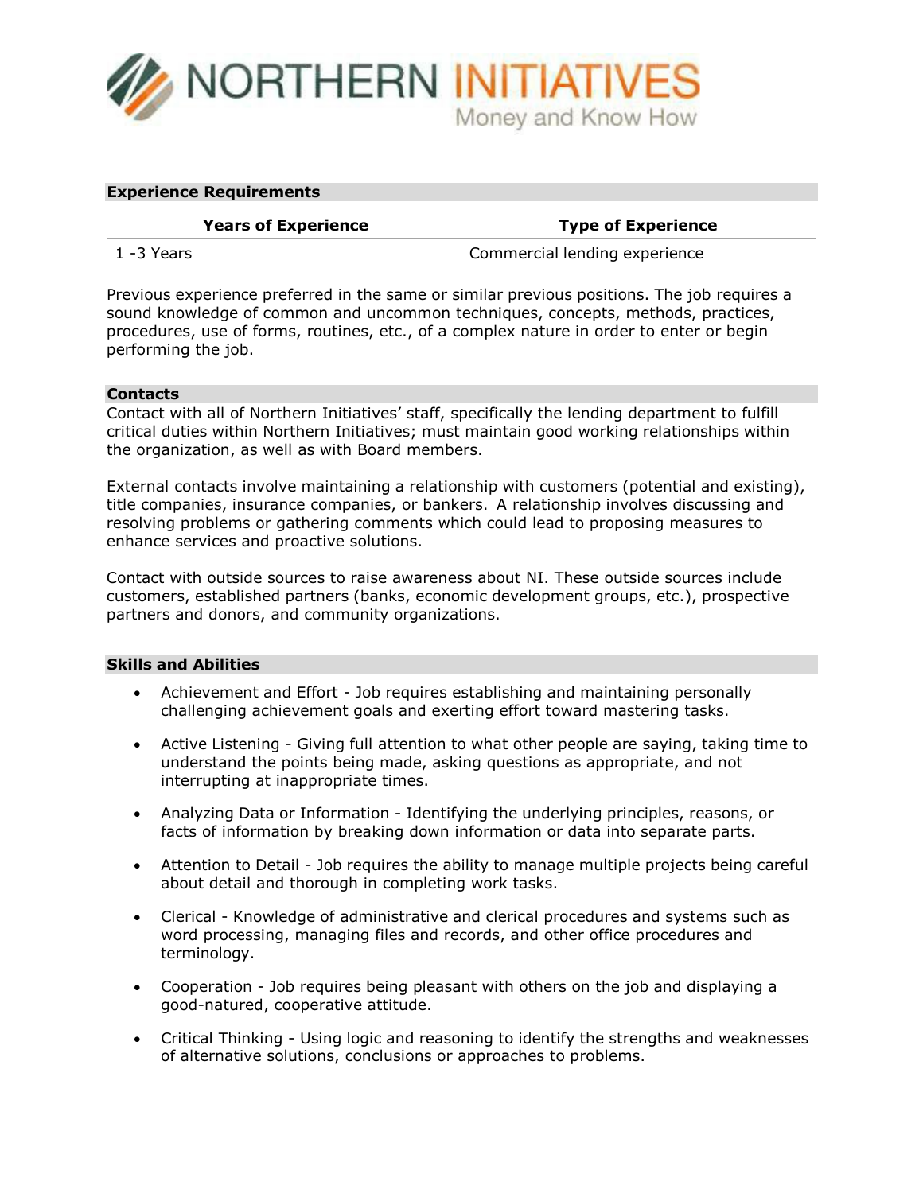## Experience Requirements

| Years of Experience | Type of Experience |
|---|---|
| 1 -3 Years | Commercial lending experience |

Previous experience preferred in the same or similar previous positions. The job requires a sound knowledge of common and uncommon techniques, concepts, methods, practices, procedures, use of forms, routines, etc., of a complex nature in order to enter or begin performing the job.

## Contacts

Contact with all of Northern Initiatives' staff, specifically the lending department to fulfill critical duties within Northern Initiatives; must maintain good working relationships within the organization, as well as with Board members.

External contacts involve maintaining a relationship with customers (potential and existing), title companies, insurance companies, or bankers. A relationship involves discussing and resolving problems or gathering comments which could lead to proposing measures to enhance services and proactive solutions.

Contact with outside sources to raise awareness about NI. These outside sources include customers, established partners (banks, economic development groups, etc.), prospective partners and donors, and community organizations.

## Skills and Abilities

- Achievement and Effort - Job requires establishing and maintaining personally challenging achievement goals and exerting effort toward mastering tasks.
- Active Listening - Giving full attention to what other people are saying, taking time to understand the points being made, asking questions as appropriate, and not interrupting at inappropriate times.
- Analyzing Data or Information - Identifying the underlying principles, reasons, or facts of information by breaking down information or data into separate parts.
- Attention to Detail - Job requires the ability to manage multiple projects being careful about detail and thorough in completing work tasks.
- Clerical - Knowledge of administrative and clerical procedures and systems such as word processing, managing files and records, and other office procedures and terminology.
- Cooperation - Job requires being pleasant with others on the job and displaying a good-natured, cooperative attitude.
- Critical Thinking - Using logic and reasoning to identify the strengths and weaknesses of alternative solutions, conclusions or approaches to problems.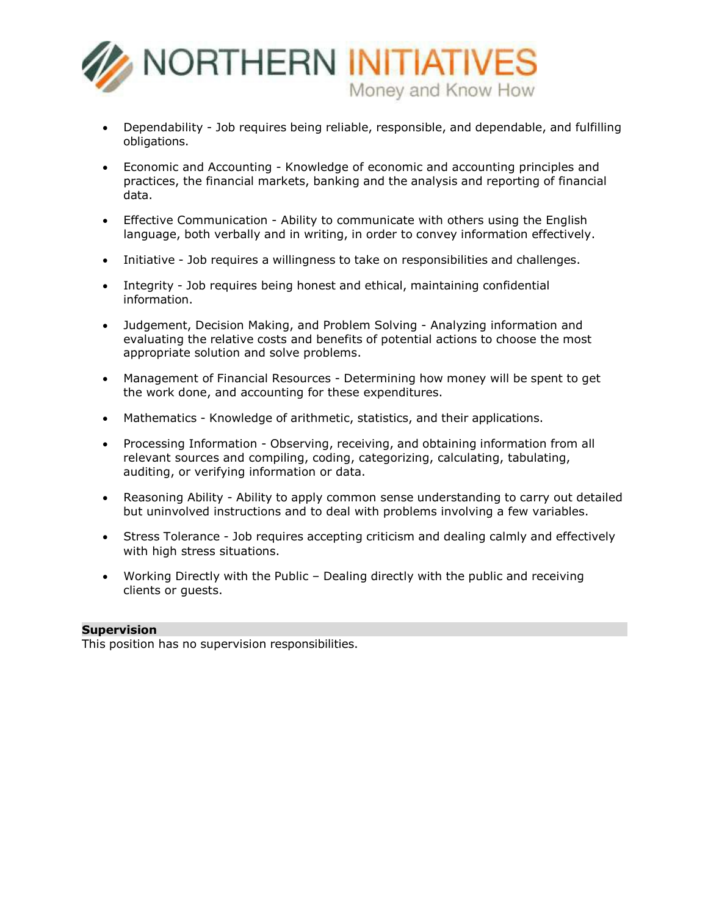- Dependability - Job requires being reliable, responsible, and dependable, and fulfilling obligations.
- Economic and Accounting - Knowledge of economic and accounting principles and practices, the financial markets, banking and the analysis and reporting of financial data.
- Effective Communication - Ability to communicate with others using the English language, both verbally and in writing, in order to convey information effectively.
- Initiative - Job requires a willingness to take on responsibilities and challenges.
- Integrity - Job requires being honest and ethical, maintaining confidential information.
- Judgement, Decision Making, and Problem Solving - Analyzing information and evaluating the relative costs and benefits of potential actions to choose the most appropriate solution and solve problems.
- Management of Financial Resources - Determining how money will be spent to get the work done, and accounting for these expenditures.
- Mathematics - Knowledge of arithmetic, statistics, and their applications.
- Processing Information - Observing, receiving, and obtaining information from all relevant sources and compiling, coding, categorizing, calculating, tabulating, auditing, or verifying information or data.
- Reasoning Ability - Ability to apply common sense understanding to carry out detailed but uninvolved instructions and to deal with problems involving a few variables.
- Stress Tolerance - Job requires accepting criticism and dealing calmly and effectively with high stress situations.
- Working Directly with the Public – Dealing directly with the public and receiving clients or guests.

**Supervision**

This position has no supervision responsibilities.